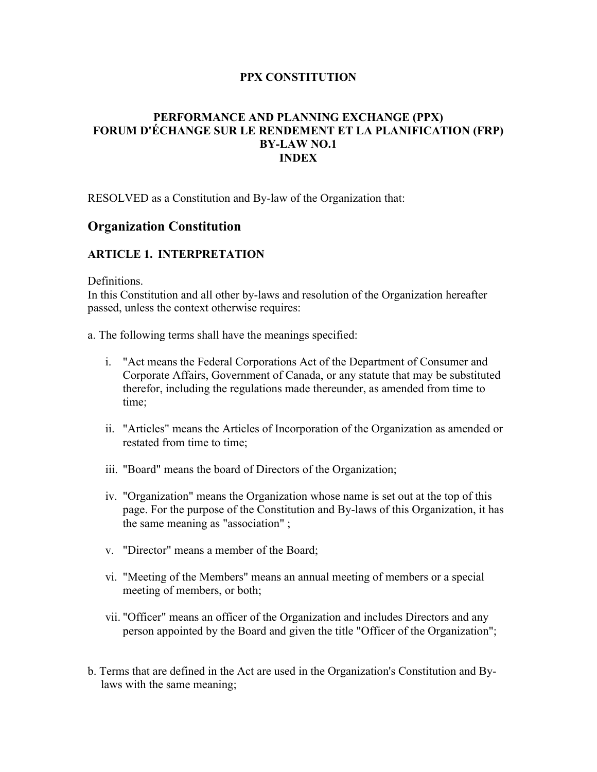**PPX CONSTITUTION**

**PERFORMANCE AND PLANNING EXCHANGE (PPX)**
**FORUM D'ÉCHANGE SUR LE RENDEMENT ET LA PLANIFICATION (FRP)**
**BY-LAW NO.1**
**INDEX**

RESOLVED as a Constitution and By-law of the Organization that:

## Organization Constitution

### ARTICLE 1. INTERPRETATION

Definitions.
In this Constitution and all other by-laws and resolution of the Organization hereafter passed, unless the context otherwise requires:

a. The following terms shall have the meanings specified:

   i. "Act means the Federal Corporations Act of the Department of Consumer and Corporate Affairs, Government of Canada, or any statute that may be substituted therefor, including the regulations made thereunder, as amended from time to time;

   ii. "Articles" means the Articles of Incorporation of the Organization as amended or restated from time to time;

   iii. "Board" means the board of Directors of the Organization;

   iv. "Organization" means the Organization whose name is set out at the top of this page. For the purpose of the Constitution and By-laws of this Organization, it has the same meaning as "association" ;

   v. "Director" means a member of the Board;

   vi. "Meeting of the Members" means an annual meeting of members or a special meeting of members, or both;

   vii. "Officer" means an officer of the Organization and includes Directors and any person appointed by the Board and given the title "Officer of the Organization";

b. Terms that are defined in the Act are used in the Organization's Constitution and By-laws with the same meaning;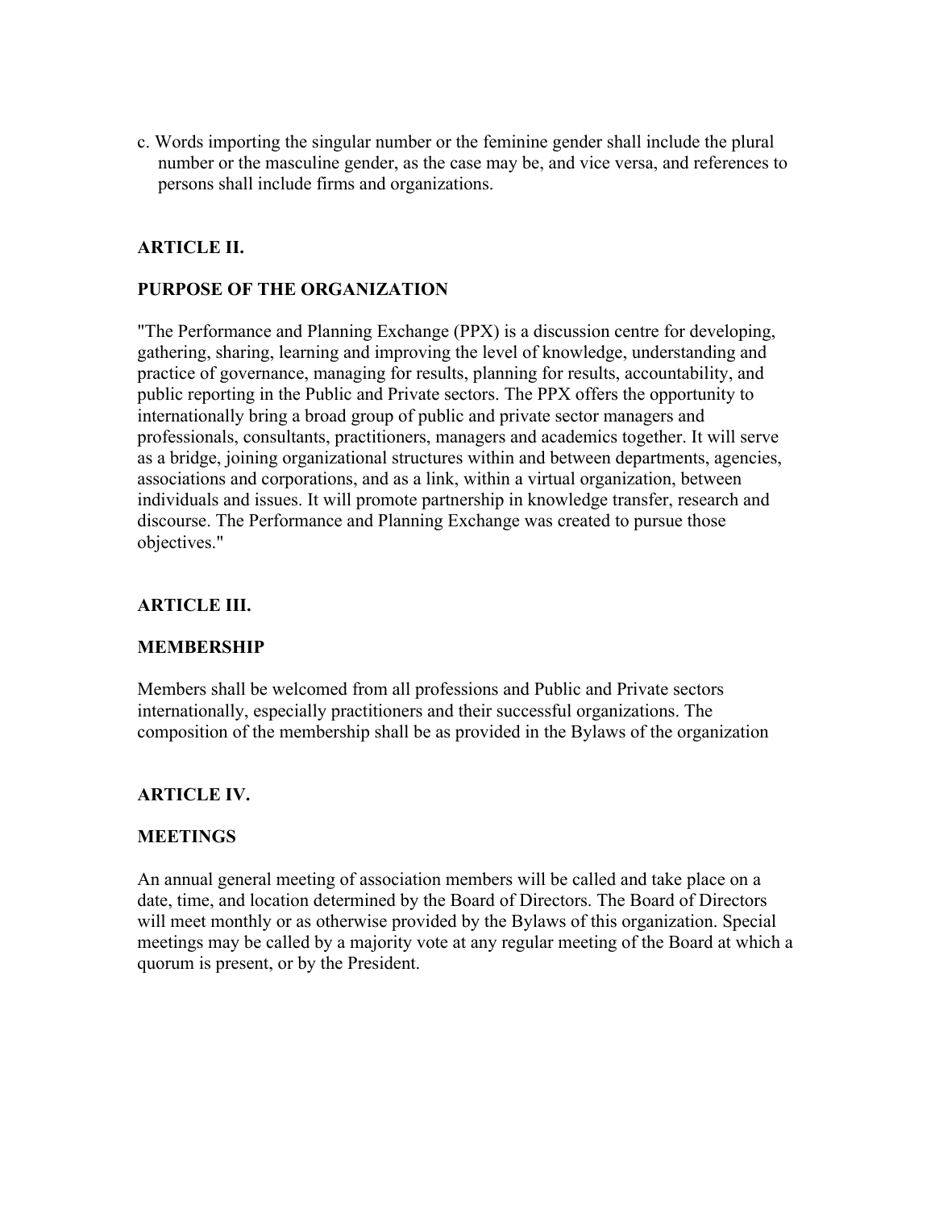c. Words importing the singular number or the feminine gender shall include the plural number or the masculine gender, as the case may be, and vice versa, and references to persons shall include firms and organizations.

## ARTICLE II.

## PURPOSE OF THE ORGANIZATION

"The Performance and Planning Exchange (PPX) is a discussion centre for developing, gathering, sharing, learning and improving the level of knowledge, understanding and practice of governance, managing for results, planning for results, accountability, and public reporting in the Public and Private sectors. The PPX offers the opportunity to internationally bring a broad group of public and private sector managers and professionals, consultants, practitioners, managers and academics together. It will serve as a bridge, joining organizational structures within and between departments, agencies, associations and corporations, and as a link, within a virtual organization, between individuals and issues. It will promote partnership in knowledge transfer, research and discourse. The Performance and Planning Exchange was created to pursue those objectives."

## ARTICLE III.

## MEMBERSHIP

Members shall be welcomed from all professions and Public and Private sectors internationally, especially practitioners and their successful organizations. The composition of the membership shall be as provided in the Bylaws of the organization

## ARTICLE IV.

## MEETINGS

An annual general meeting of association members will be called and take place on a date, time, and location determined by the Board of Directors. The Board of Directors will meet monthly or as otherwise provided by the Bylaws of this organization. Special meetings may be called by a majority vote at any regular meeting of the Board at which a quorum is present, or by the President.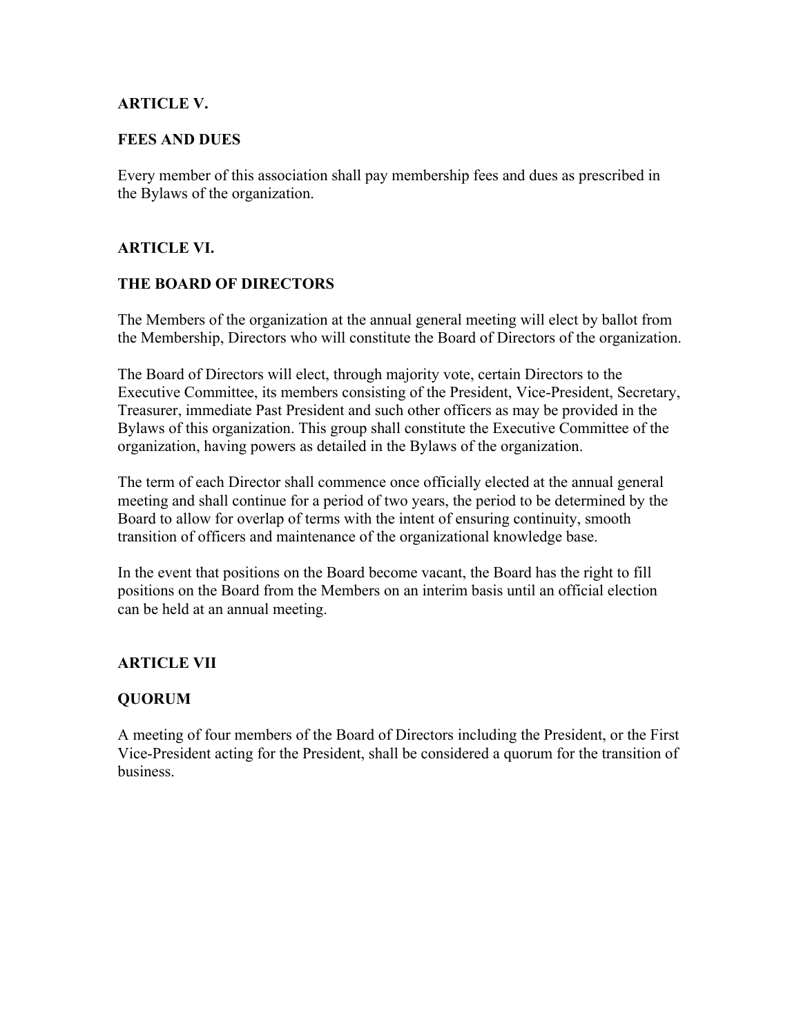## ARTICLE V.

## FEES AND DUES

Every member of this association shall pay membership fees and dues as prescribed in the Bylaws of the organization.

## ARTICLE VI.

## THE BOARD OF DIRECTORS

The Members of the organization at the annual general meeting will elect by ballot from the Membership, Directors who will constitute the Board of Directors of the organization.

The Board of Directors will elect, through majority vote, certain Directors to the Executive Committee, its members consisting of the President, Vice-President, Secretary, Treasurer, immediate Past President and such other officers as may be provided in the Bylaws of this organization. This group shall constitute the Executive Committee of the organization, having powers as detailed in the Bylaws of the organization.

The term of each Director shall commence once officially elected at the annual general meeting and shall continue for a period of two years, the period to be determined by the Board to allow for overlap of terms with the intent of ensuring continuity, smooth transition of officers and maintenance of the organizational knowledge base.

In the event that positions on the Board become vacant, the Board has the right to fill positions on the Board from the Members on an interim basis until an official election can be held at an annual meeting.

## ARTICLE VII

## QUORUM

A meeting of four members of the Board of Directors including the President, or the First Vice-President acting for the President, shall be considered a quorum for the transition of business.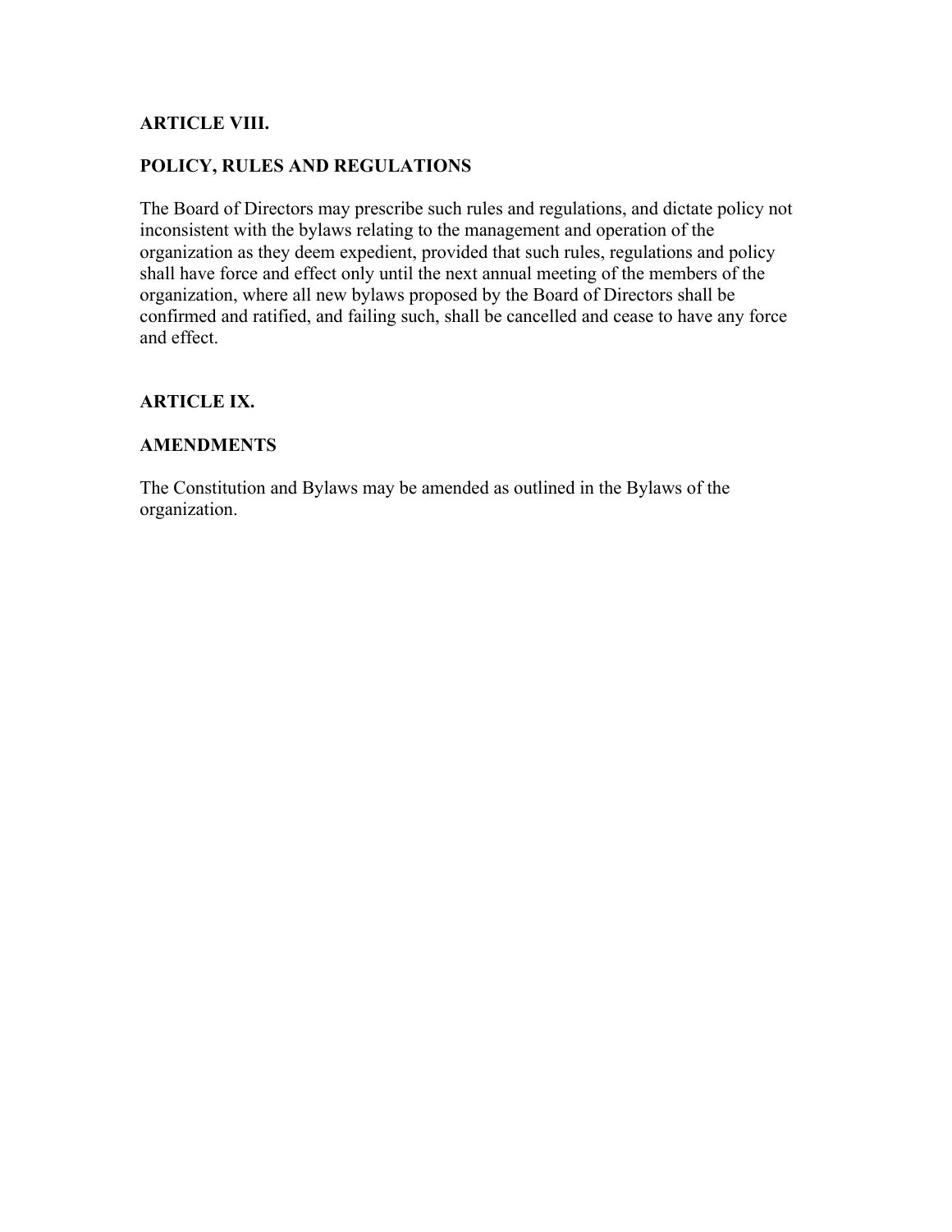## ARTICLE VIII.

## POLICY, RULES AND REGULATIONS

The Board of Directors may prescribe such rules and regulations, and dictate policy not inconsistent with the bylaws relating to the management and operation of the organization as they deem expedient, provided that such rules, regulations and policy shall have force and effect only until the next annual meeting of the members of the organization, where all new bylaws proposed by the Board of Directors shall be confirmed and ratified, and failing such, shall be cancelled and cease to have any force and effect.

## ARTICLE IX.

## AMENDMENTS

The Constitution and Bylaws may be amended as outlined in the Bylaws of the organization.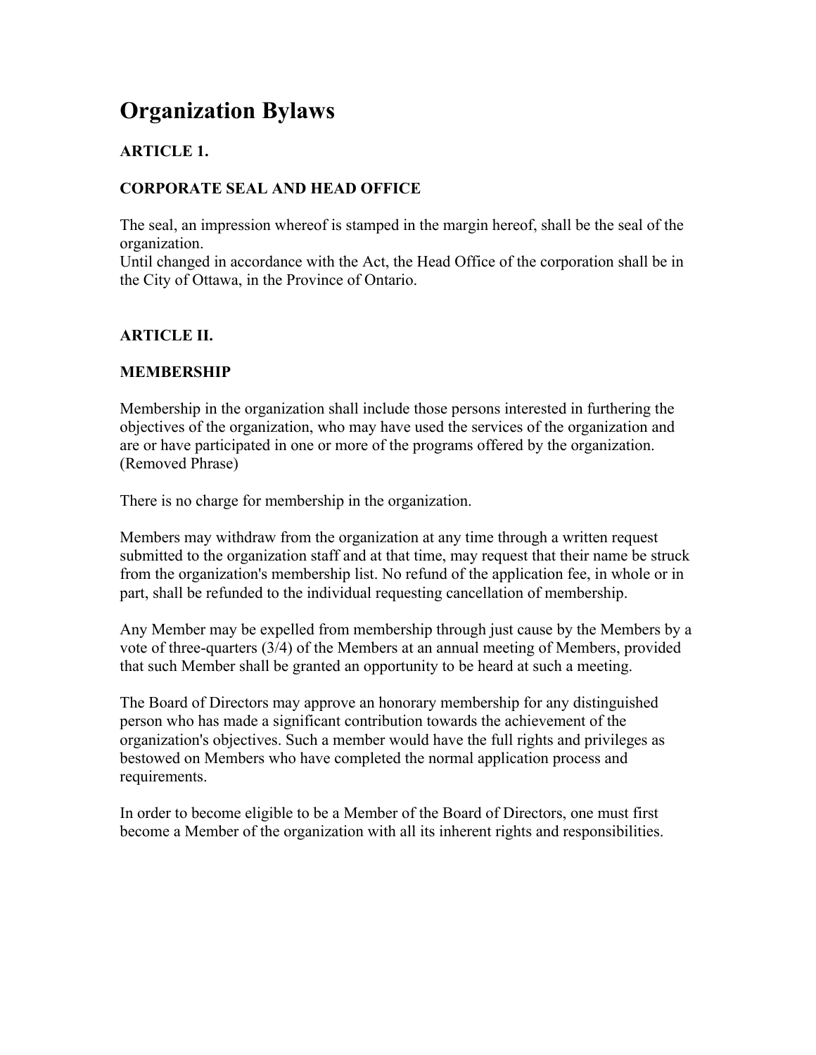# Organization Bylaws

### ARTICLE 1.

### CORPORATE SEAL AND HEAD OFFICE

The seal, an impression whereof is stamped in the margin hereof, shall be the seal of the organization.
Until changed in accordance with the Act, the Head Office of the corporation shall be in the City of Ottawa, in the Province of Ontario.

### ARTICLE II.

### MEMBERSHIP

Membership in the organization shall include those persons interested in furthering the objectives of the organization, who may have used the services of the organization and are or have participated in one or more of the programs offered by the organization. (Removed Phrase)

There is no charge for membership in the organization.

Members may withdraw from the organization at any time through a written request submitted to the organization staff and at that time, may request that their name be struck from the organization's membership list. No refund of the application fee, in whole or in part, shall be refunded to the individual requesting cancellation of membership.

Any Member may be expelled from membership through just cause by the Members by a vote of three-quarters (3/4) of the Members at an annual meeting of Members, provided that such Member shall be granted an opportunity to be heard at such a meeting.

The Board of Directors may approve an honorary membership for any distinguished person who has made a significant contribution towards the achievement of the organization's objectives. Such a member would have the full rights and privileges as bestowed on Members who have completed the normal application process and requirements.

In order to become eligible to be a Member of the Board of Directors, one must first become a Member of the organization with all its inherent rights and responsibilities.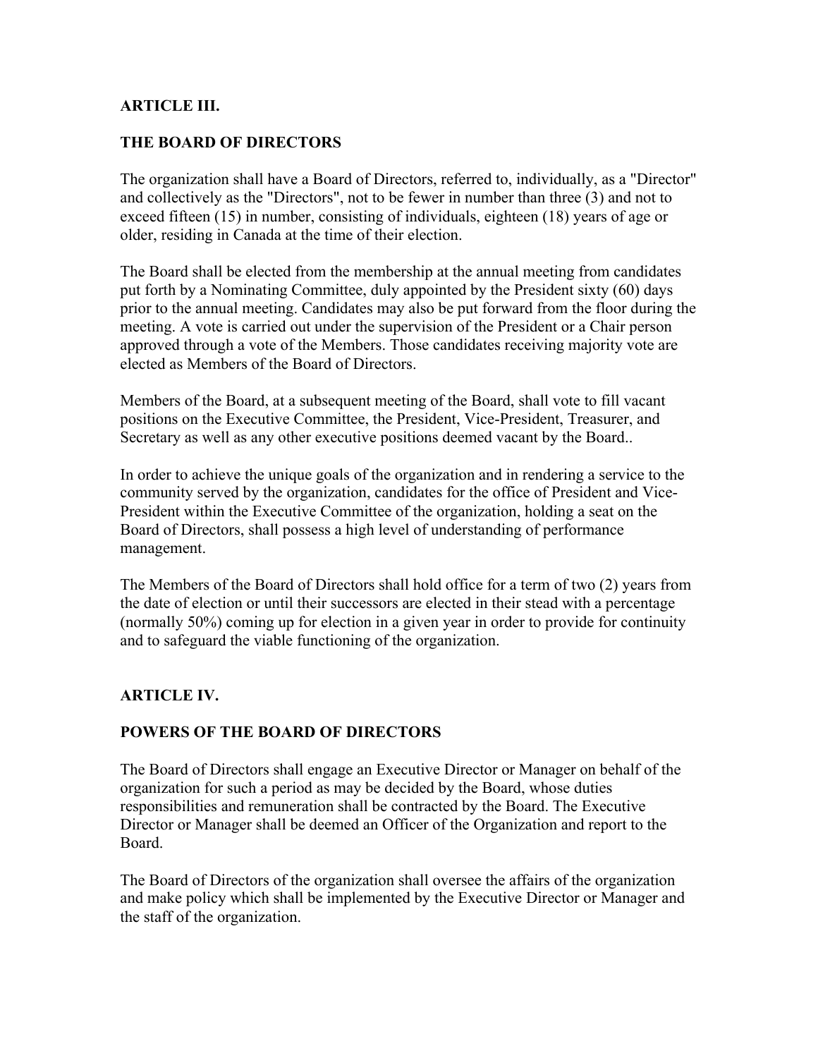## ARTICLE III.

## THE BOARD OF DIRECTORS

The organization shall have a Board of Directors, referred to, individually, as a "Director" and collectively as the "Directors", not to be fewer in number than three (3) and not to exceed fifteen (15) in number, consisting of individuals, eighteen (18) years of age or older, residing in Canada at the time of their election.

The Board shall be elected from the membership at the annual meeting from candidates put forth by a Nominating Committee, duly appointed by the President sixty (60) days prior to the annual meeting. Candidates may also be put forward from the floor during the meeting. A vote is carried out under the supervision of the President or a Chair person approved through a vote of the Members. Those candidates receiving majority vote are elected as Members of the Board of Directors.

Members of the Board, at a subsequent meeting of the Board, shall vote to fill vacant positions on the Executive Committee, the President, Vice-President, Treasurer, and Secretary as well as any other executive positions deemed vacant by the Board..

In order to achieve the unique goals of the organization and in rendering a service to the community served by the organization, candidates for the office of President and Vice-President within the Executive Committee of the organization, holding a seat on the Board of Directors, shall possess a high level of understanding of performance management.

The Members of the Board of Directors shall hold office for a term of two (2) years from the date of election or until their successors are elected in their stead with a percentage (normally 50%) coming up for election in a given year in order to provide for continuity and to safeguard the viable functioning of the organization.

## ARTICLE IV.

## POWERS OF THE BOARD OF DIRECTORS

The Board of Directors shall engage an Executive Director or Manager on behalf of the organization for such a period as may be decided by the Board, whose duties responsibilities and remuneration shall be contracted by the Board. The Executive Director or Manager shall be deemed an Officer of the Organization and report to the Board.

The Board of Directors of the organization shall oversee the affairs of the organization and make policy which shall be implemented by the Executive Director or Manager and the staff of the organization.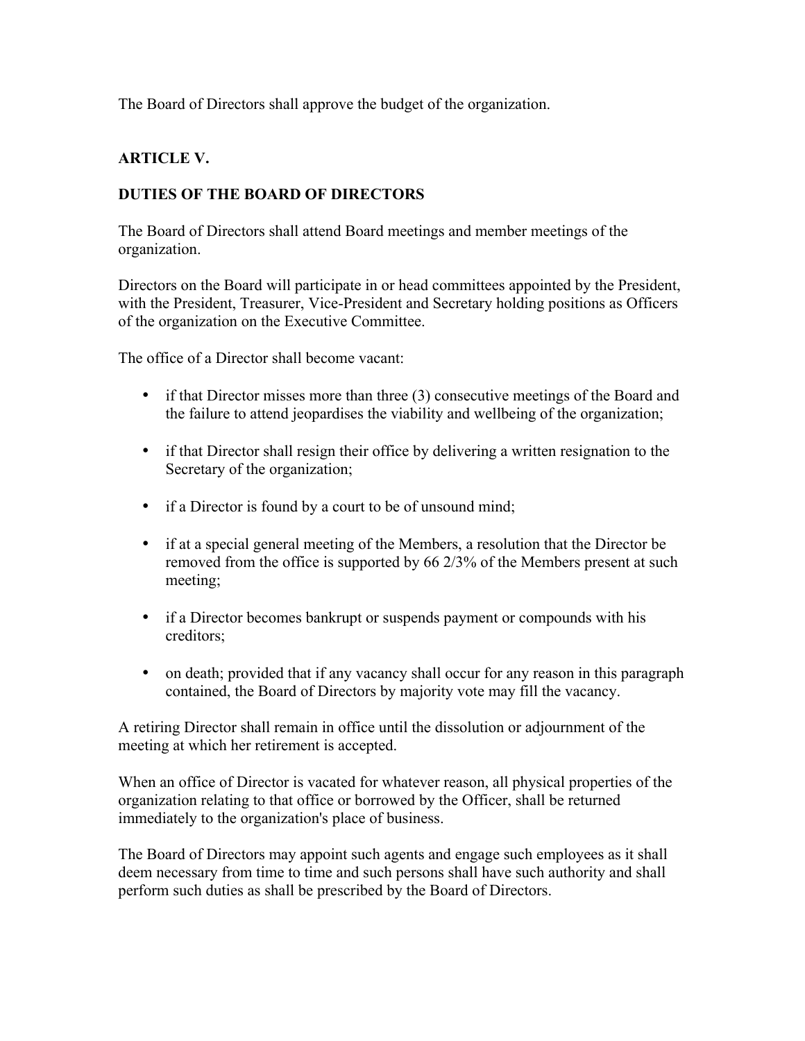The Board of Directors shall approve the budget of the organization.

**ARTICLE V.**

**DUTIES OF THE BOARD OF DIRECTORS**

The Board of Directors shall attend Board meetings and member meetings of the organization.

Directors on the Board will participate in or head committees appointed by the President, with the President, Treasurer, Vice-President and Secretary holding positions as Officers of the organization on the Executive Committee.

The office of a Director shall become vacant:

- if that Director misses more than three (3) consecutive meetings of the Board and the failure to attend jeopardises the viability and wellbeing of the organization;
- if that Director shall resign their office by delivering a written resignation to the Secretary of the organization;
- if a Director is found by a court to be of unsound mind;
- if at a special general meeting of the Members, a resolution that the Director be removed from the office is supported by 66 2/3% of the Members present at such meeting;
- if a Director becomes bankrupt or suspends payment or compounds with his creditors;
- on death; provided that if any vacancy shall occur for any reason in this paragraph contained, the Board of Directors by majority vote may fill the vacancy.

A retiring Director shall remain in office until the dissolution or adjournment of the meeting at which her retirement is accepted.

When an office of Director is vacated for whatever reason, all physical properties of the organization relating to that office or borrowed by the Officer, shall be returned immediately to the organization's place of business.

The Board of Directors may appoint such agents and engage such employees as it shall deem necessary from time to time and such persons shall have such authority and shall perform such duties as shall be prescribed by the Board of Directors.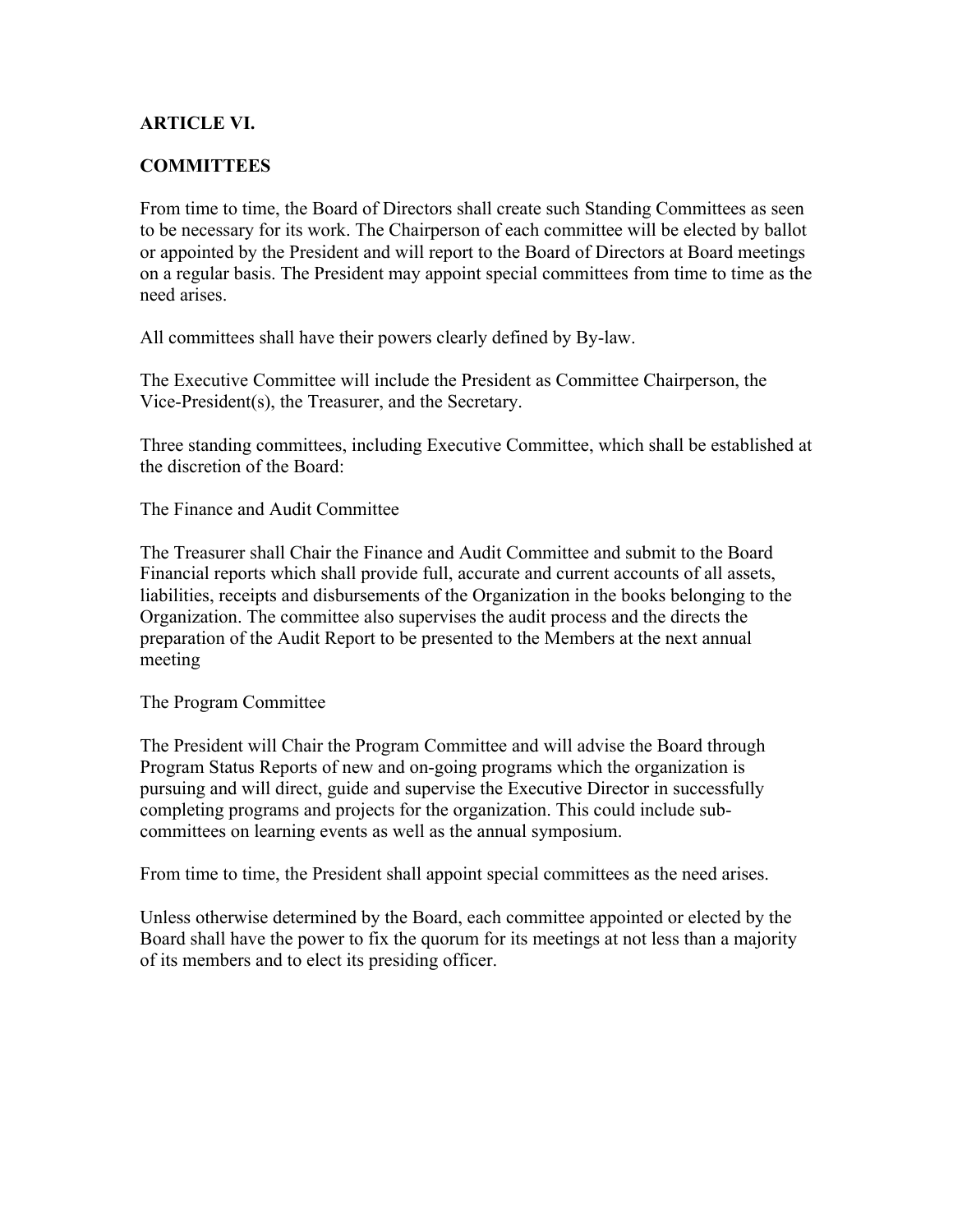**ARTICLE VI.**

**COMMITTEES**

From time to time, the Board of Directors shall create such Standing Committees as seen to be necessary for its work. The Chairperson of each committee will be elected by ballot or appointed by the President and will report to the Board of Directors at Board meetings on a regular basis. The President may appoint special committees from time to time as the need arises.

All committees shall have their powers clearly defined by By-law.

The Executive Committee will include the President as Committee Chairperson, the Vice-President(s), the Treasurer, and the Secretary.

Three standing committees, including Executive Committee, which shall be established at the discretion of the Board:

The Finance and Audit Committee

The Treasurer shall Chair the Finance and Audit Committee and submit to the Board Financial reports which shall provide full, accurate and current accounts of all assets, liabilities, receipts and disbursements of the Organization in the books belonging to the Organization. The committee also supervises the audit process and the directs the preparation of the Audit Report to be presented to the Members at the next annual meeting

The Program Committee

The President will Chair the Program Committee and will advise the Board through Program Status Reports of new and on-going programs which the organization is pursuing and will direct, guide and supervise the Executive Director in successfully completing programs and projects for the organization. This could include sub-committees on learning events as well as the annual symposium.

From time to time, the President shall appoint special committees as the need arises.

Unless otherwise determined by the Board, each committee appointed or elected by the Board shall have the power to fix the quorum for its meetings at not less than a majority of its members and to elect its presiding officer.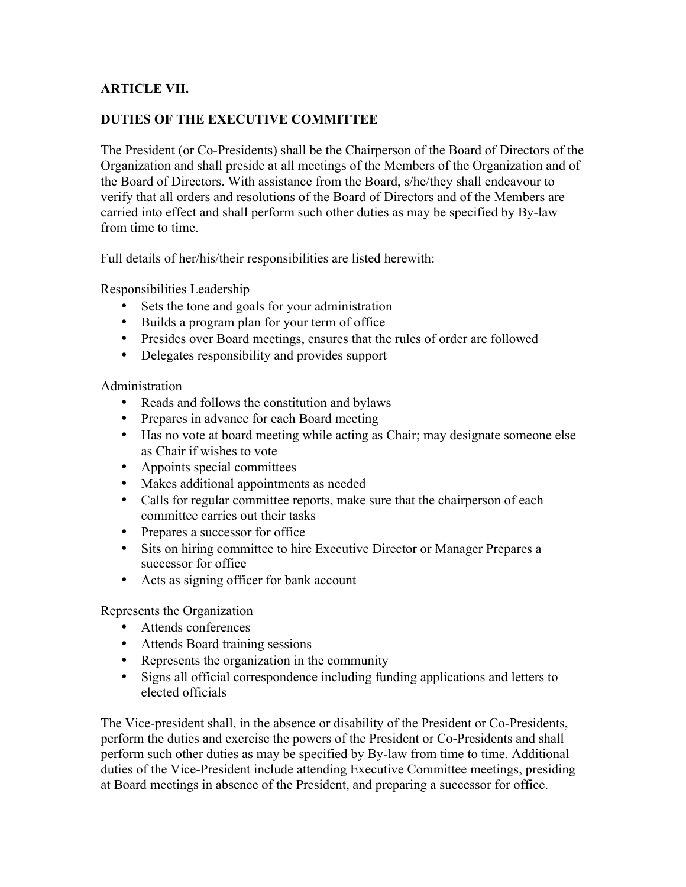**ARTICLE VII.**

**DUTIES OF THE EXECUTIVE COMMITTEE**

The President (or Co-Presidents) shall be the Chairperson of the Board of Directors of the Organization and shall preside at all meetings of the Members of the Organization and of the Board of Directors. With assistance from the Board, s/he/they shall endeavour to verify that all orders and resolutions of the Board of Directors and of the Members are carried into effect and shall perform such other duties as may be specified by By-law from time to time.

Full details of her/his/their responsibilities are listed herewith:

Responsibilities Leadership

- Sets the tone and goals for your administration
- Builds a program plan for your term of office
- Presides over Board meetings, ensures that the rules of order are followed
- Delegates responsibility and provides support

Administration

- Reads and follows the constitution and bylaws
- Prepares in advance for each Board meeting
- Has no vote at board meeting while acting as Chair; may designate someone else as Chair if wishes to vote
- Appoints special committees
- Makes additional appointments as needed
- Calls for regular committee reports, make sure that the chairperson of each committee carries out their tasks
- Prepares a successor for office
- Sits on hiring committee to hire Executive Director or Manager Prepares a successor for office
- Acts as signing officer for bank account

Represents the Organization

- Attends conferences
- Attends Board training sessions
- Represents the organization in the community
- Signs all official correspondence including funding applications and letters to elected officials

The Vice-president shall, in the absence or disability of the President or Co-Presidents, perform the duties and exercise the powers of the President or Co-Presidents and shall perform such other duties as may be specified by By-law from time to time. Additional duties of the Vice-President include attending Executive Committee meetings, presiding at Board meetings in absence of the President, and preparing a successor for office.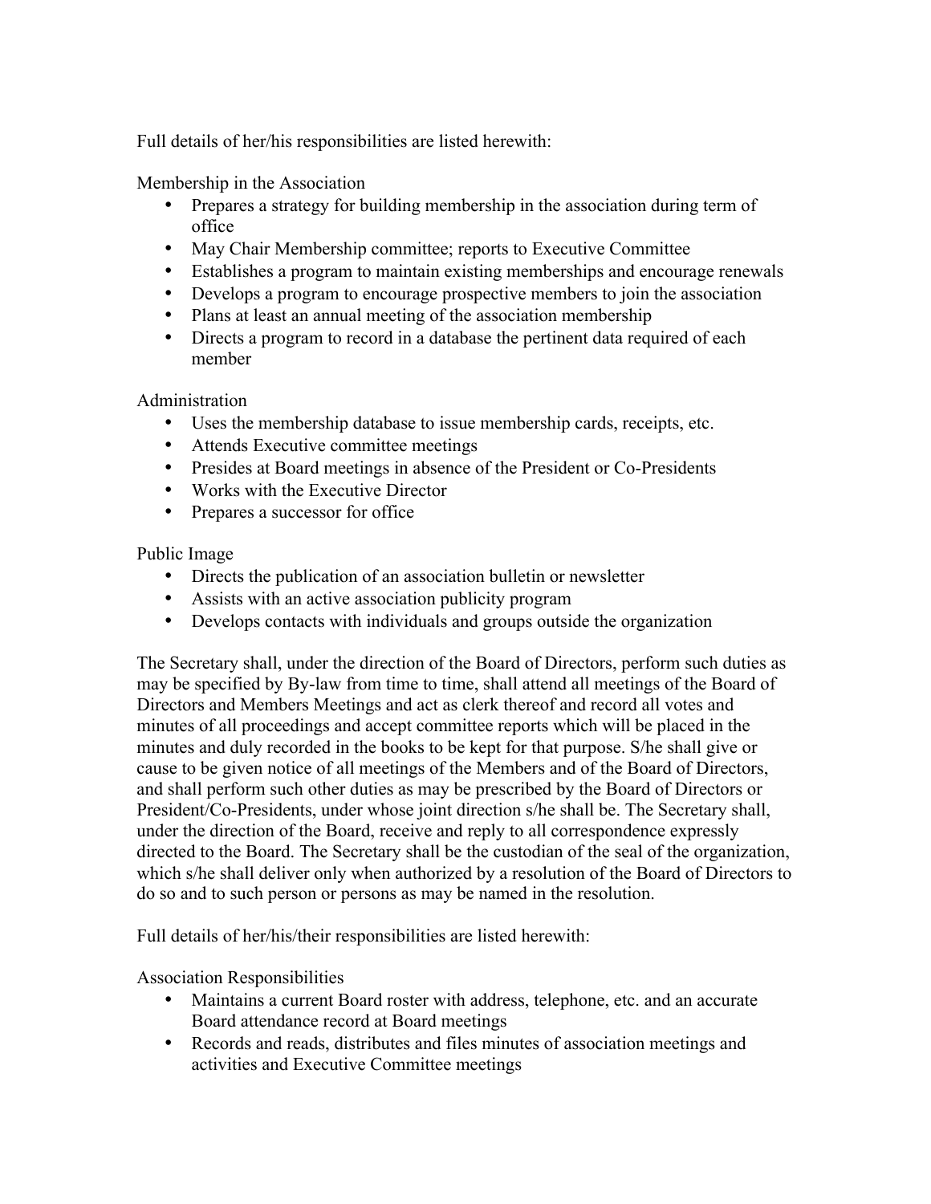Full details of her/his responsibilities are listed herewith:

Membership in the Association

- Prepares a strategy for building membership in the association during term of office
- May Chair Membership committee; reports to Executive Committee
- Establishes a program to maintain existing memberships and encourage renewals
- Develops a program to encourage prospective members to join the association
- Plans at least an annual meeting of the association membership
- Directs a program to record in a database the pertinent data required of each member

Administration

- Uses the membership database to issue membership cards, receipts, etc.
- Attends Executive committee meetings
- Presides at Board meetings in absence of the President or Co-Presidents
- Works with the Executive Director
- Prepares a successor for office

Public Image

- Directs the publication of an association bulletin or newsletter
- Assists with an active association publicity program
- Develops contacts with individuals and groups outside the organization

The Secretary shall, under the direction of the Board of Directors, perform such duties as may be specified by By-law from time to time, shall attend all meetings of the Board of Directors and Members Meetings and act as clerk thereof and record all votes and minutes of all proceedings and accept committee reports which will be placed in the minutes and duly recorded in the books to be kept for that purpose. S/he shall give or cause to be given notice of all meetings of the Members and of the Board of Directors, and shall perform such other duties as may be prescribed by the Board of Directors or President/Co-Presidents, under whose joint direction s/he shall be. The Secretary shall, under the direction of the Board, receive and reply to all correspondence expressly directed to the Board. The Secretary shall be the custodian of the seal of the organization, which s/he shall deliver only when authorized by a resolution of the Board of Directors to do so and to such person or persons as may be named in the resolution.

Full details of her/his/their responsibilities are listed herewith:

Association Responsibilities

- Maintains a current Board roster with address, telephone, etc. and an accurate Board attendance record at Board meetings
- Records and reads, distributes and files minutes of association meetings and activities and Executive Committee meetings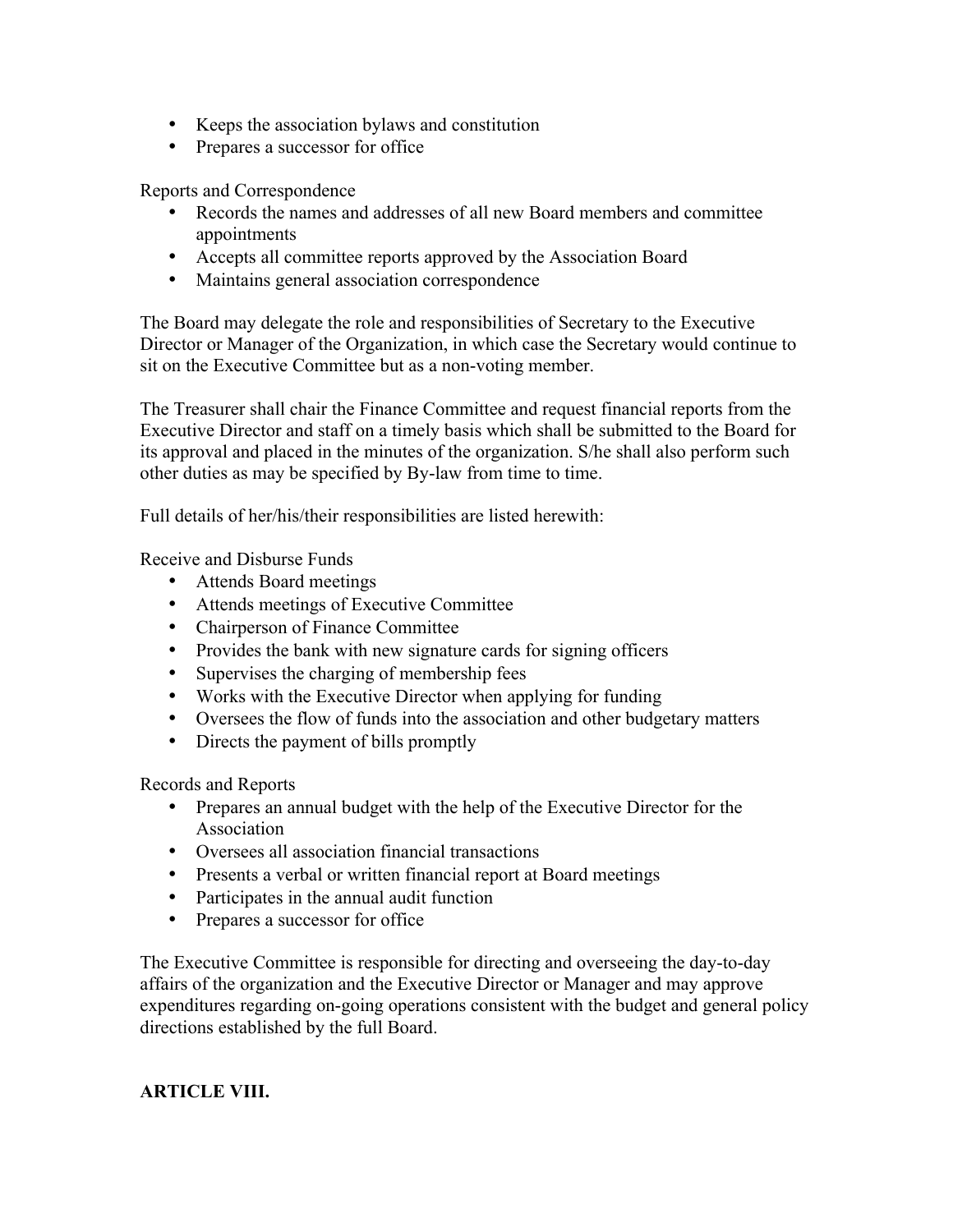- Keeps the association bylaws and constitution
- Prepares a successor for office

Reports and Correspondence

- Records the names and addresses of all new Board members and committee appointments
- Accepts all committee reports approved by the Association Board
- Maintains general association correspondence

The Board may delegate the role and responsibilities of Secretary to the Executive Director or Manager of the Organization, in which case the Secretary would continue to sit on the Executive Committee but as a non-voting member.

The Treasurer shall chair the Finance Committee and request financial reports from the Executive Director and staff on a timely basis which shall be submitted to the Board for its approval and placed in the minutes of the organization. S/he shall also perform such other duties as may be specified by By-law from time to time.

Full details of her/his/their responsibilities are listed herewith:

Receive and Disburse Funds

- Attends Board meetings
- Attends meetings of Executive Committee
- Chairperson of Finance Committee
- Provides the bank with new signature cards for signing officers
- Supervises the charging of membership fees
- Works with the Executive Director when applying for funding
- Oversees the flow of funds into the association and other budgetary matters
- Directs the payment of bills promptly

Records and Reports

- Prepares an annual budget with the help of the Executive Director for the Association
- Oversees all association financial transactions
- Presents a verbal or written financial report at Board meetings
- Participates in the annual audit function
- Prepares a successor for office

The Executive Committee is responsible for directing and overseeing the day-to-day affairs of the organization and the Executive Director or Manager and may approve expenditures regarding on-going operations consistent with the budget and general policy directions established by the full Board.

**ARTICLE VIII.**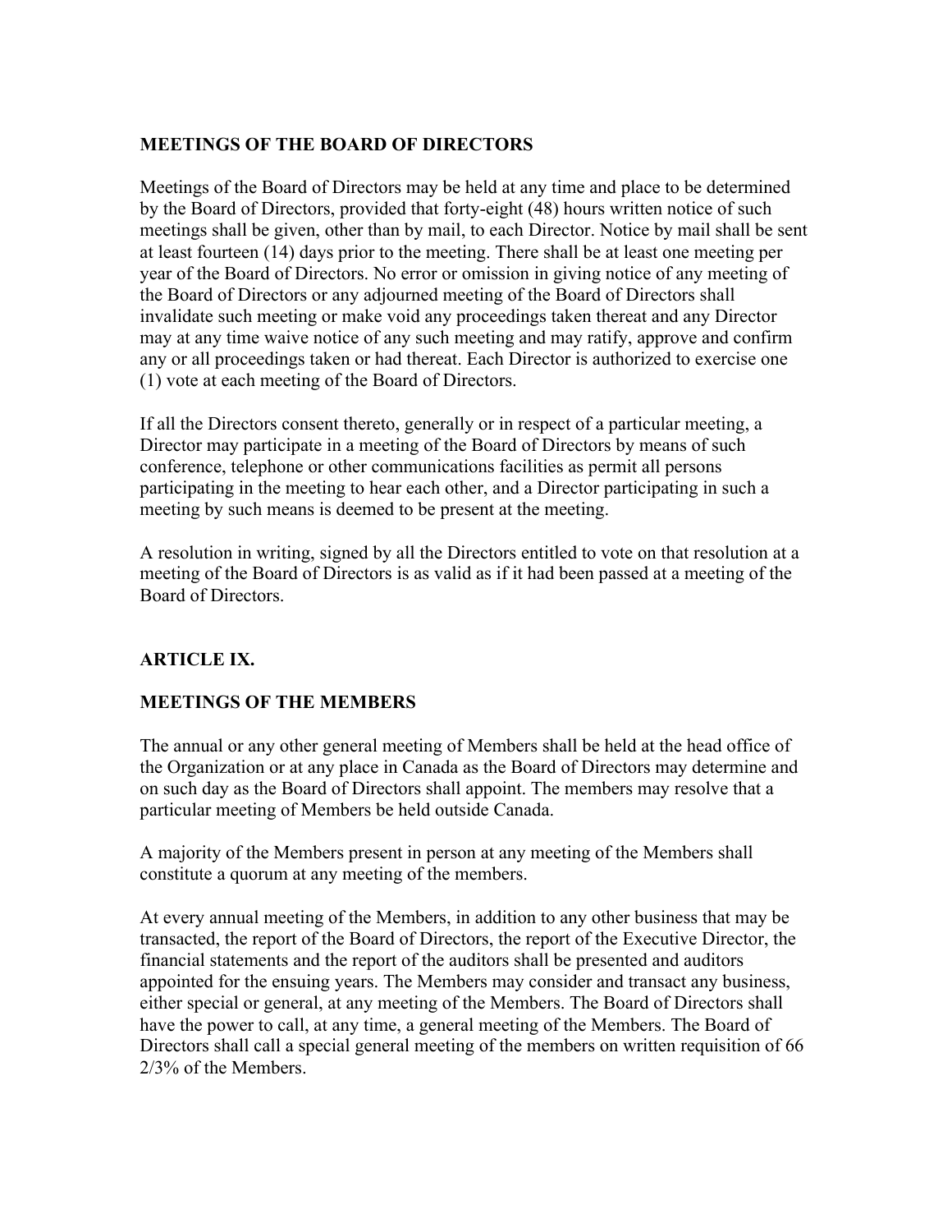### MEETINGS OF THE BOARD OF DIRECTORS

Meetings of the Board of Directors may be held at any time and place to be determined by the Board of Directors, provided that forty-eight (48) hours written notice of such meetings shall be given, other than by mail, to each Director. Notice by mail shall be sent at least fourteen (14) days prior to the meeting. There shall be at least one meeting per year of the Board of Directors. No error or omission in giving notice of any meeting of the Board of Directors or any adjourned meeting of the Board of Directors shall invalidate such meeting or make void any proceedings taken thereat and any Director may at any time waive notice of any such meeting and may ratify, approve and confirm any or all proceedings taken or had thereat. Each Director is authorized to exercise one (1) vote at each meeting of the Board of Directors.

If all the Directors consent thereto, generally or in respect of a particular meeting, a Director may participate in a meeting of the Board of Directors by means of such conference, telephone or other communications facilities as permit all persons participating in the meeting to hear each other, and a Director participating in such a meeting by such means is deemed to be present at the meeting.

A resolution in writing, signed by all the Directors entitled to vote on that resolution at a meeting of the Board of Directors is as valid as if it had been passed at a meeting of the Board of Directors.

## ARTICLE IX.

### MEETINGS OF THE MEMBERS

The annual or any other general meeting of Members shall be held at the head office of the Organization or at any place in Canada as the Board of Directors may determine and on such day as the Board of Directors shall appoint. The members may resolve that a particular meeting of Members be held outside Canada.

A majority of the Members present in person at any meeting of the Members shall constitute a quorum at any meeting of the members.

At every annual meeting of the Members, in addition to any other business that may be transacted, the report of the Board of Directors, the report of the Executive Director, the financial statements and the report of the auditors shall be presented and auditors appointed for the ensuing years. The Members may consider and transact any business, either special or general, at any meeting of the Members. The Board of Directors shall have the power to call, at any time, a general meeting of the Members. The Board of Directors shall call a special general meeting of the members on written requisition of 66 2/3% of the Members.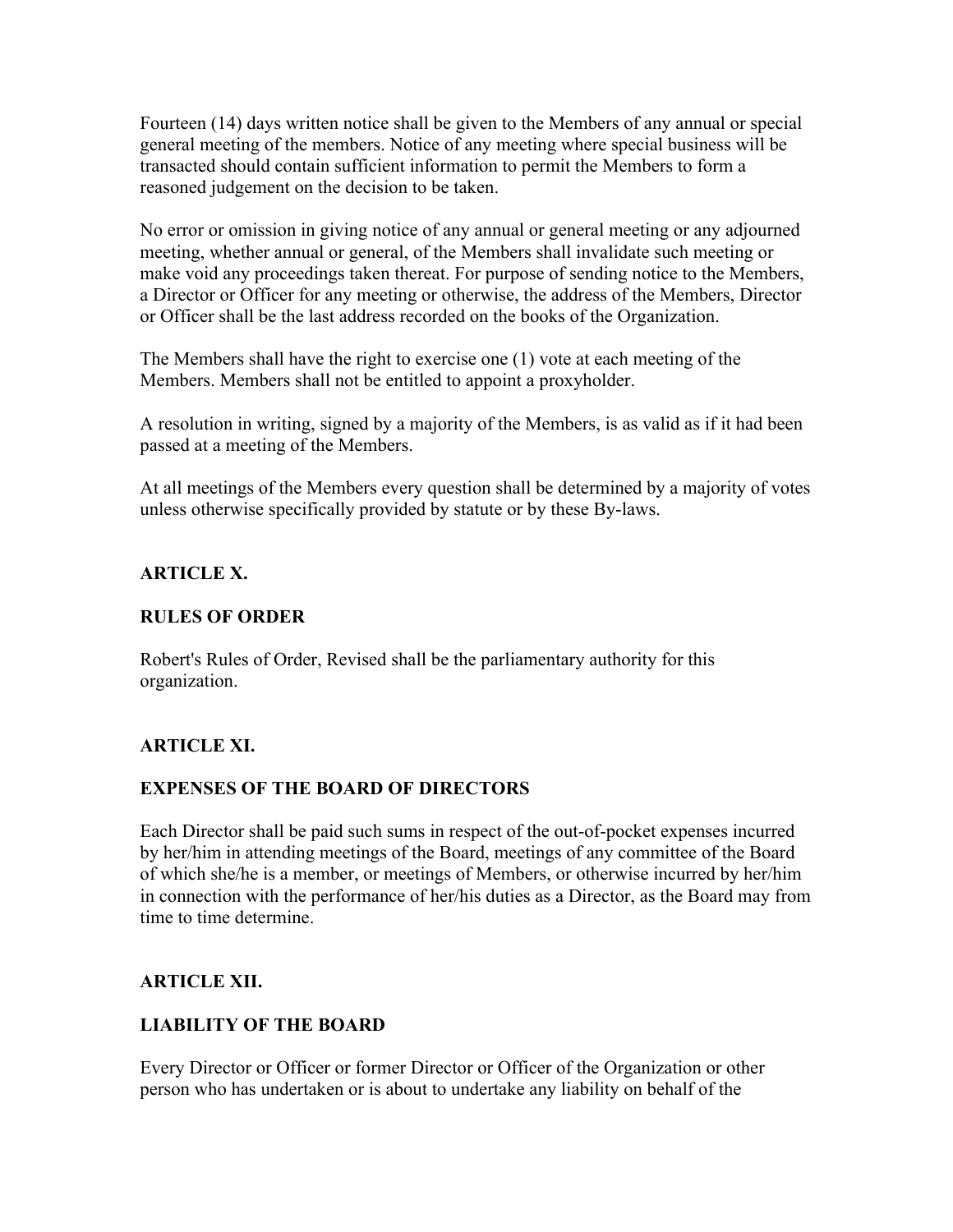Fourteen (14) days written notice shall be given to the Members of any annual or special general meeting of the members. Notice of any meeting where special business will be transacted should contain sufficient information to permit the Members to form a reasoned judgement on the decision to be taken.

No error or omission in giving notice of any annual or general meeting or any adjourned meeting, whether annual or general, of the Members shall invalidate such meeting or make void any proceedings taken thereat. For purpose of sending notice to the Members, a Director or Officer for any meeting or otherwise, the address of the Members, Director or Officer shall be the last address recorded on the books of the Organization.

The Members shall have the right to exercise one (1) vote at each meeting of the Members. Members shall not be entitled to appoint a proxyholder.

A resolution in writing, signed by a majority of the Members, is as valid as if it had been passed at a meeting of the Members.

At all meetings of the Members every question shall be determined by a majority of votes unless otherwise specifically provided by statute or by these By-laws.

## ARTICLE X.

## RULES OF ORDER

Robert's Rules of Order, Revised shall be the parliamentary authority for this organization.

## ARTICLE XI.

## EXPENSES OF THE BOARD OF DIRECTORS

Each Director shall be paid such sums in respect of the out-of-pocket expenses incurred by her/him in attending meetings of the Board, meetings of any committee of the Board of which she/he is a member, or meetings of Members, or otherwise incurred by her/him in connection with the performance of her/his duties as a Director, as the Board may from time to time determine.

## ARTICLE XII.

## LIABILITY OF THE BOARD

Every Director or Officer or former Director or Officer of the Organization or other person who has undertaken or is about to undertake any liability on behalf of the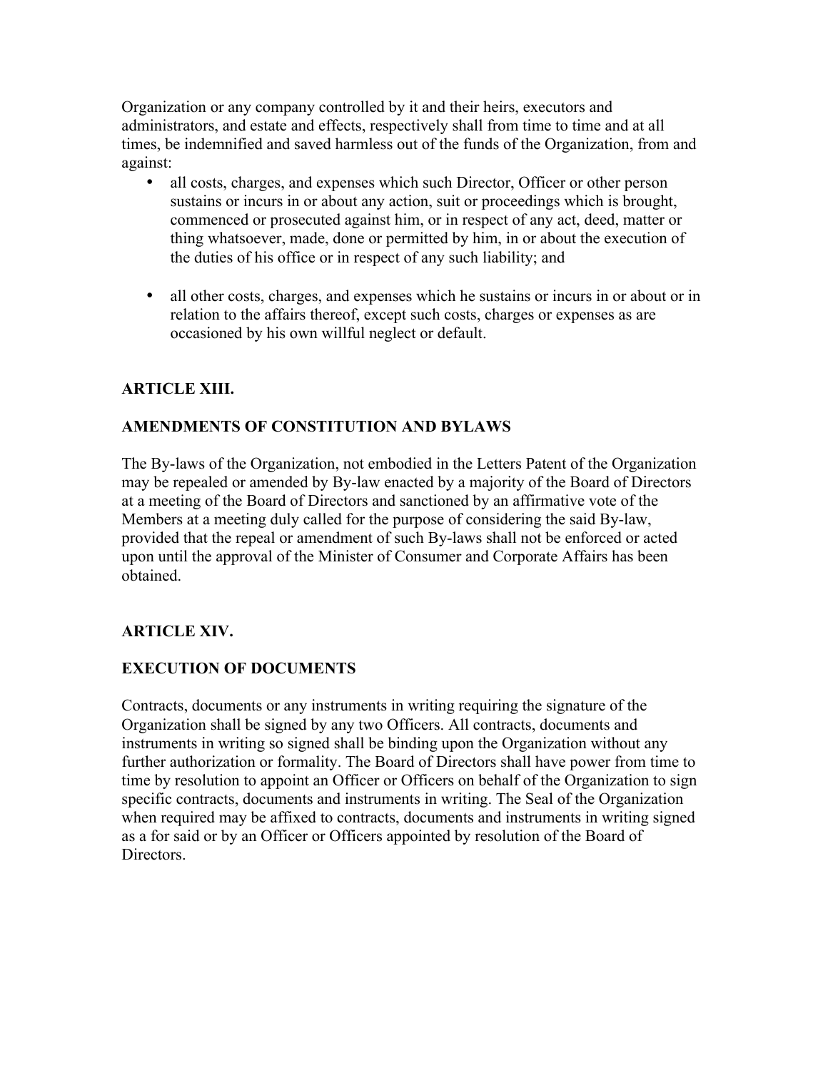Organization or any company controlled by it and their heirs, executors and administrators, and estate and effects, respectively shall from time to time and at all times, be indemnified and saved harmless out of the funds of the Organization, from and against:

- all costs, charges, and expenses which such Director, Officer or other person sustains or incurs in or about any action, suit or proceedings which is brought, commenced or prosecuted against him, or in respect of any act, deed, matter or thing whatsoever, made, done or permitted by him, in or about the execution of the duties of his office or in respect of any such liability; and

- all other costs, charges, and expenses which he sustains or incurs in or about or in relation to the affairs thereof, except such costs, charges or expenses as are occasioned by his own willful neglect or default.

## ARTICLE XIII.

## AMENDMENTS OF CONSTITUTION AND BYLAWS

The By-laws of the Organization, not embodied in the Letters Patent of the Organization may be repealed or amended by By-law enacted by a majority of the Board of Directors at a meeting of the Board of Directors and sanctioned by an affirmative vote of the Members at a meeting duly called for the purpose of considering the said By-law, provided that the repeal or amendment of such By-laws shall not be enforced or acted upon until the approval of the Minister of Consumer and Corporate Affairs has been obtained.

## ARTICLE XIV.

## EXECUTION OF DOCUMENTS

Contracts, documents or any instruments in writing requiring the signature of the Organization shall be signed by any two Officers. All contracts, documents and instruments in writing so signed shall be binding upon the Organization without any further authorization or formality. The Board of Directors shall have power from time to time by resolution to appoint an Officer or Officers on behalf of the Organization to sign specific contracts, documents and instruments in writing. The Seal of the Organization when required may be affixed to contracts, documents and instruments in writing signed as a for said or by an Officer or Officers appointed by resolution of the Board of Directors.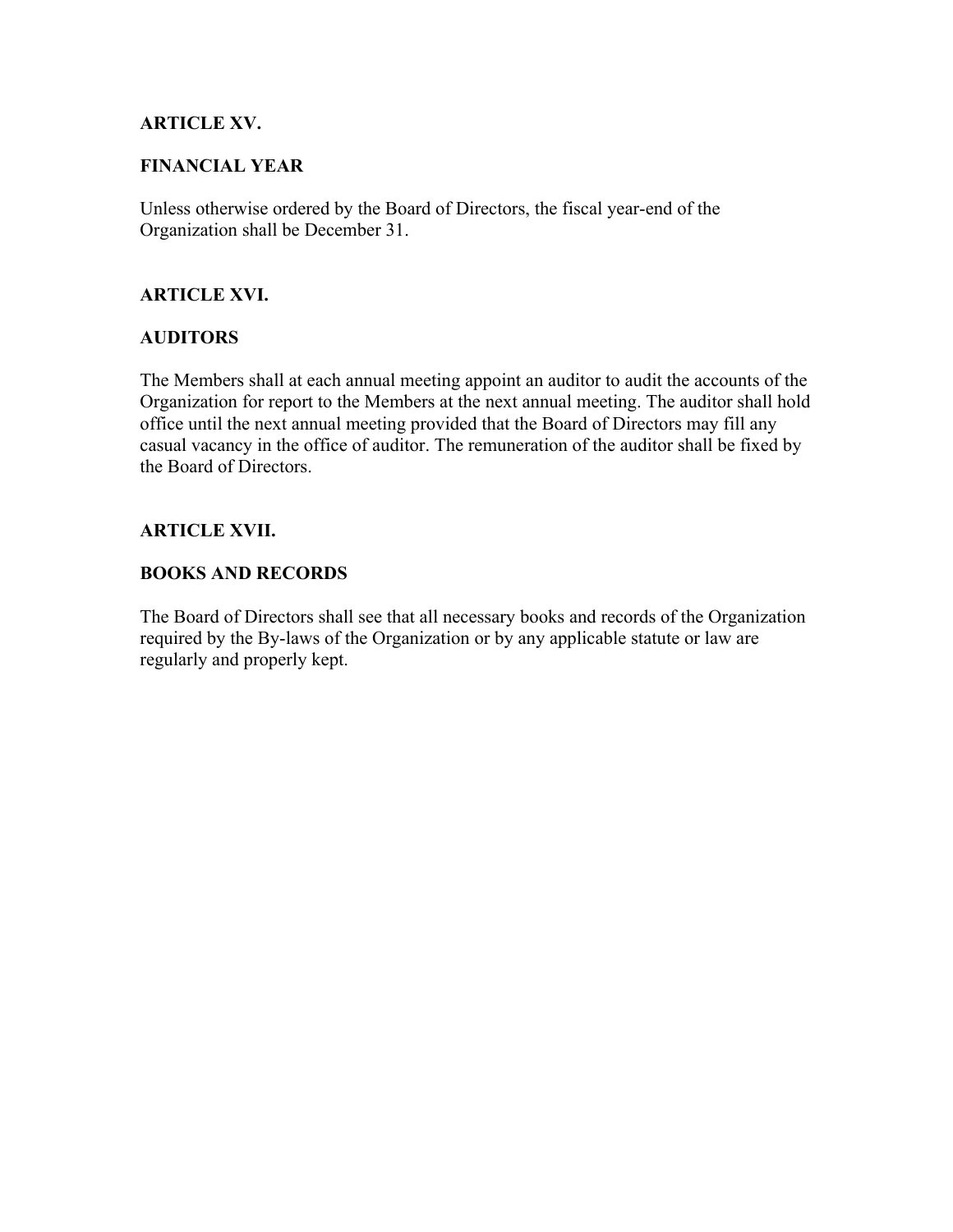## ARTICLE XV.

## FINANCIAL YEAR

Unless otherwise ordered by the Board of Directors, the fiscal year-end of the Organization shall be December 31.

## ARTICLE XVI.

## AUDITORS

The Members shall at each annual meeting appoint an auditor to audit the accounts of the Organization for report to the Members at the next annual meeting. The auditor shall hold office until the next annual meeting provided that the Board of Directors may fill any casual vacancy in the office of auditor. The remuneration of the auditor shall be fixed by the Board of Directors.

## ARTICLE XVII.

## BOOKS AND RECORDS

The Board of Directors shall see that all necessary books and records of the Organization required by the By-laws of the Organization or by any applicable statute or law are regularly and properly kept.